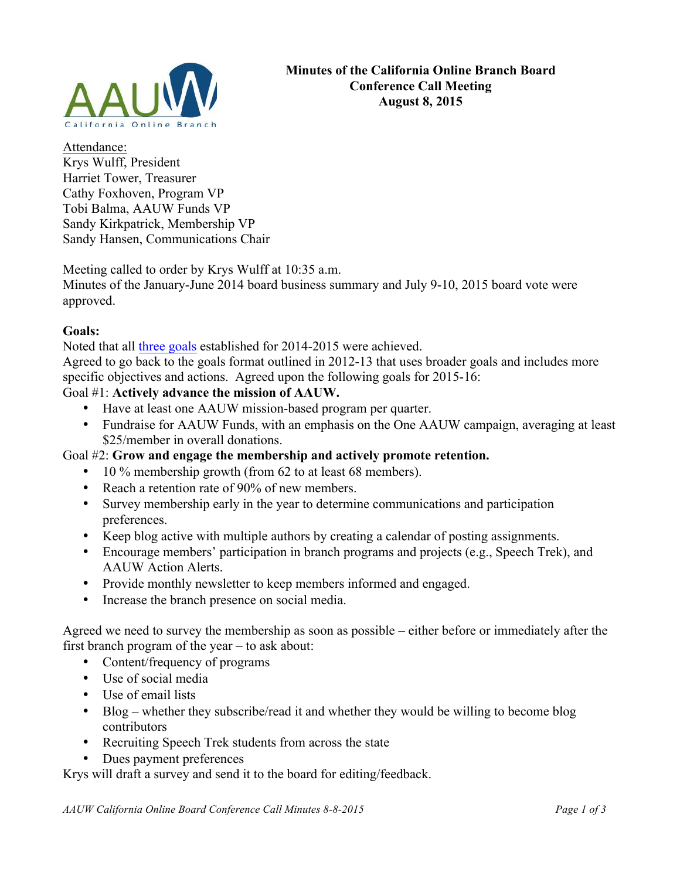# Minutes of the California Online Branch Board Conference Call Meeting
## August 8, 2015

Attendance:
Krys Wulff, President
Harriet Tower, Treasurer
Cathy Foxhoven, Program VP
Tobi Balma, AAUW Funds VP
Sandy Kirkpatrick, Membership VP
Sandy Hansen, Communications Chair

Meeting called to order by Krys Wulff at 10:35 a.m.
Minutes of the January-June 2014 board business summary and July 9-10, 2015 board vote were approved.

**Goals:**
Noted that all three goals established for 2014-2015 were achieved.
Agreed to go back to the goals format outlined in 2012-13 that uses broader goals and includes more specific objectives and actions. Agreed upon the following goals for 2015-16:

Goal #1: **Actively advance the mission of AAUW.**

- Have at least one AAUW mission-based program per quarter.
- Fundraise for AAUW Funds, with an emphasis on the One AAUW campaign, averaging at least $25/member in overall donations.

Goal #2: **Grow and engage the membership and actively promote retention.**

- 10 % membership growth (from 62 to at least 68 members).
- Reach a retention rate of 90% of new members.
- Survey membership early in the year to determine communications and participation preferences.
- Keep blog active with multiple authors by creating a calendar of posting assignments.
- Encourage members' participation in branch programs and projects (e.g., Speech Trek), and AAUW Action Alerts.
- Provide monthly newsletter to keep members informed and engaged.
- Increase the branch presence on social media.

Agreed we need to survey the membership as soon as possible – either before or immediately after the first branch program of the year – to ask about:

- Content/frequency of programs
- Use of social media
- Use of email lists
- Blog – whether they subscribe/read it and whether they would be willing to become blog contributors
- Recruiting Speech Trek students from across the state
- Dues payment preferences

Krys will draft a survey and send it to the board for editing/feedback.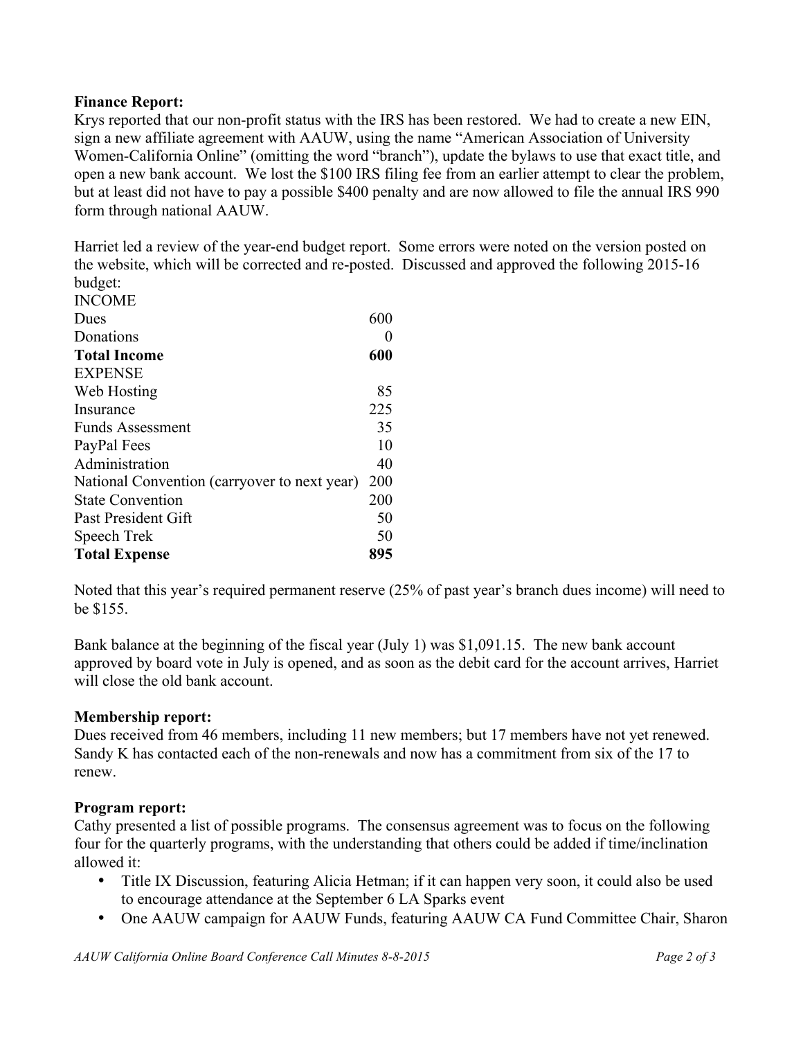**Finance Report:**
Krys reported that our non-profit status with the IRS has been restored. We had to create a new EIN, sign a new affiliate agreement with AAUW, using the name "American Association of University Women-California Online" (omitting the word "branch"), update the bylaws to use that exact title, and open a new bank account. We lost the $100 IRS filing fee from an earlier attempt to clear the problem, but at least did not have to pay a possible $400 penalty and are now allowed to file the annual IRS 990 form through national AAUW.

Harriet led a review of the year-end budget report. Some errors were noted on the version posted on the website, which will be corrected and re-posted. Discussed and approved the following 2015-16 budget:

| | |
|---|---|
| INCOME | |
| Dues | 600 |
| Donations | 0 |
| **Total Income** | **600** |
| EXPENSE | |
| Web Hosting | 85 |
| Insurance | 225 |
| Funds Assessment | 35 |
| PayPal Fees | 10 |
| Administration | 40 |
| National Convention (carryover to next year) | 200 |
| State Convention | 200 |
| Past President Gift | 50 |
| Speech Trek | 50 |
| **Total Expense** | **895** |

Noted that this year's required permanent reserve (25% of past year's branch dues income) will need to be $155.

Bank balance at the beginning of the fiscal year (July 1) was $1,091.15. The new bank account approved by board vote in July is opened, and as soon as the debit card for the account arrives, Harriet will close the old bank account.

**Membership report:**
Dues received from 46 members, including 11 new members; but 17 members have not yet renewed. Sandy K has contacted each of the non-renewals and now has a commitment from six of the 17 to renew.

**Program report:**
Cathy presented a list of possible programs. The consensus agreement was to focus on the following four for the quarterly programs, with the understanding that others could be added if time/inclination allowed it:

- Title IX Discussion, featuring Alicia Hetman; if it can happen very soon, it could also be used to encourage attendance at the September 6 LA Sparks event
- One AAUW campaign for AAUW Funds, featuring AAUW CA Fund Committee Chair, Sharon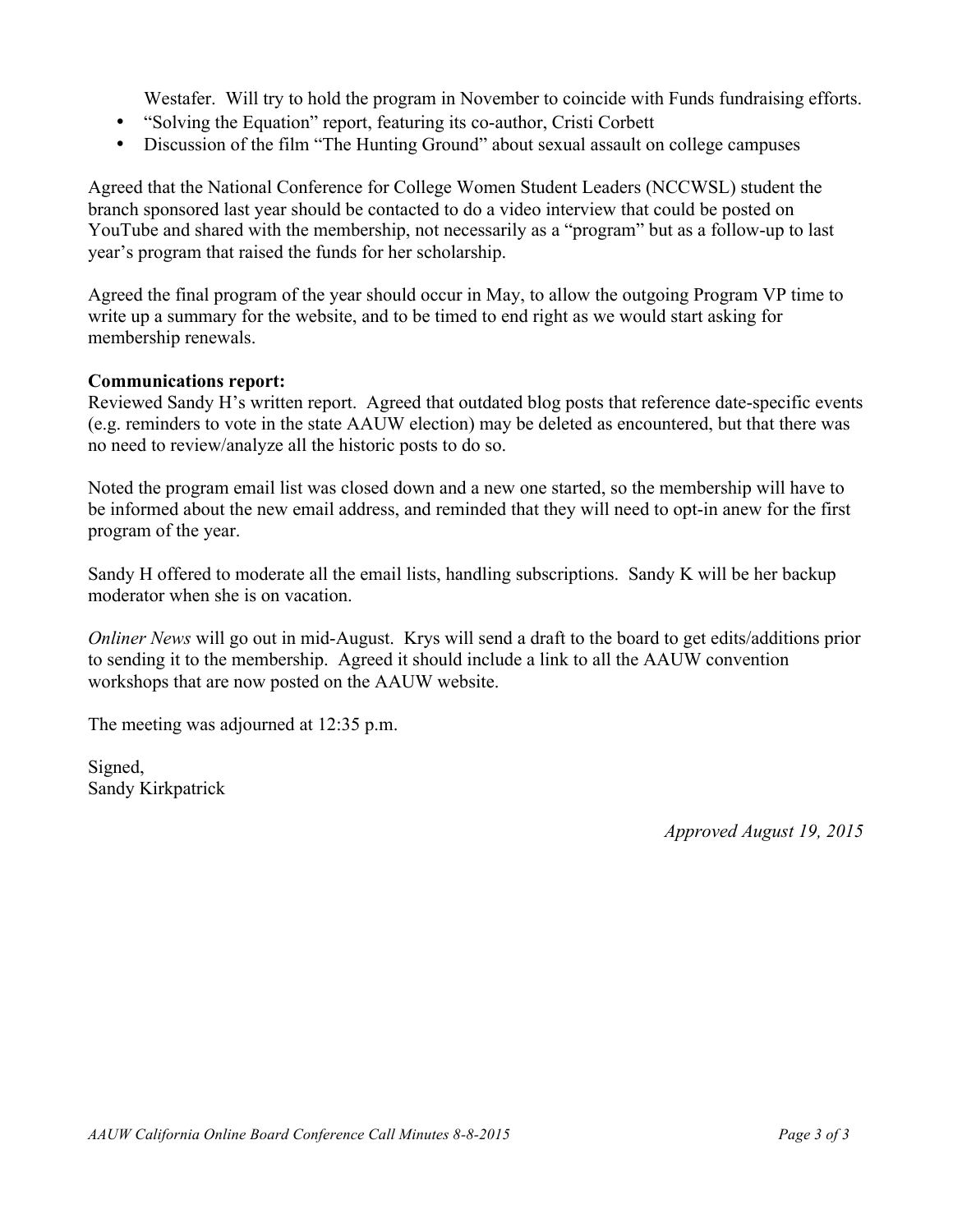Westafer. Will try to hold the program in November to coincide with Funds fundraising efforts.

- "Solving the Equation" report, featuring its co-author, Cristi Corbett
- Discussion of the film "The Hunting Ground" about sexual assault on college campuses

Agreed that the National Conference for College Women Student Leaders (NCCWSL) student the branch sponsored last year should be contacted to do a video interview that could be posted on YouTube and shared with the membership, not necessarily as a "program" but as a follow-up to last year's program that raised the funds for her scholarship.

Agreed the final program of the year should occur in May, to allow the outgoing Program VP time to write up a summary for the website, and to be timed to end right as we would start asking for membership renewals.

**Communications report:**
Reviewed Sandy H's written report. Agreed that outdated blog posts that reference date-specific events (e.g. reminders to vote in the state AAUW election) may be deleted as encountered, but that there was no need to review/analyze all the historic posts to do so.

Noted the program email list was closed down and a new one started, so the membership will have to be informed about the new email address, and reminded that they will need to opt-in anew for the first program of the year.

Sandy H offered to moderate all the email lists, handling subscriptions. Sandy K will be her backup moderator when she is on vacation.

*Onliner News* will go out in mid-August. Krys will send a draft to the board to get edits/additions prior to sending it to the membership. Agreed it should include a link to all the AAUW convention workshops that are now posted on the AAUW website.

The meeting was adjourned at 12:35 p.m.

Signed,
Sandy Kirkpatrick

*Approved August 19, 2015*